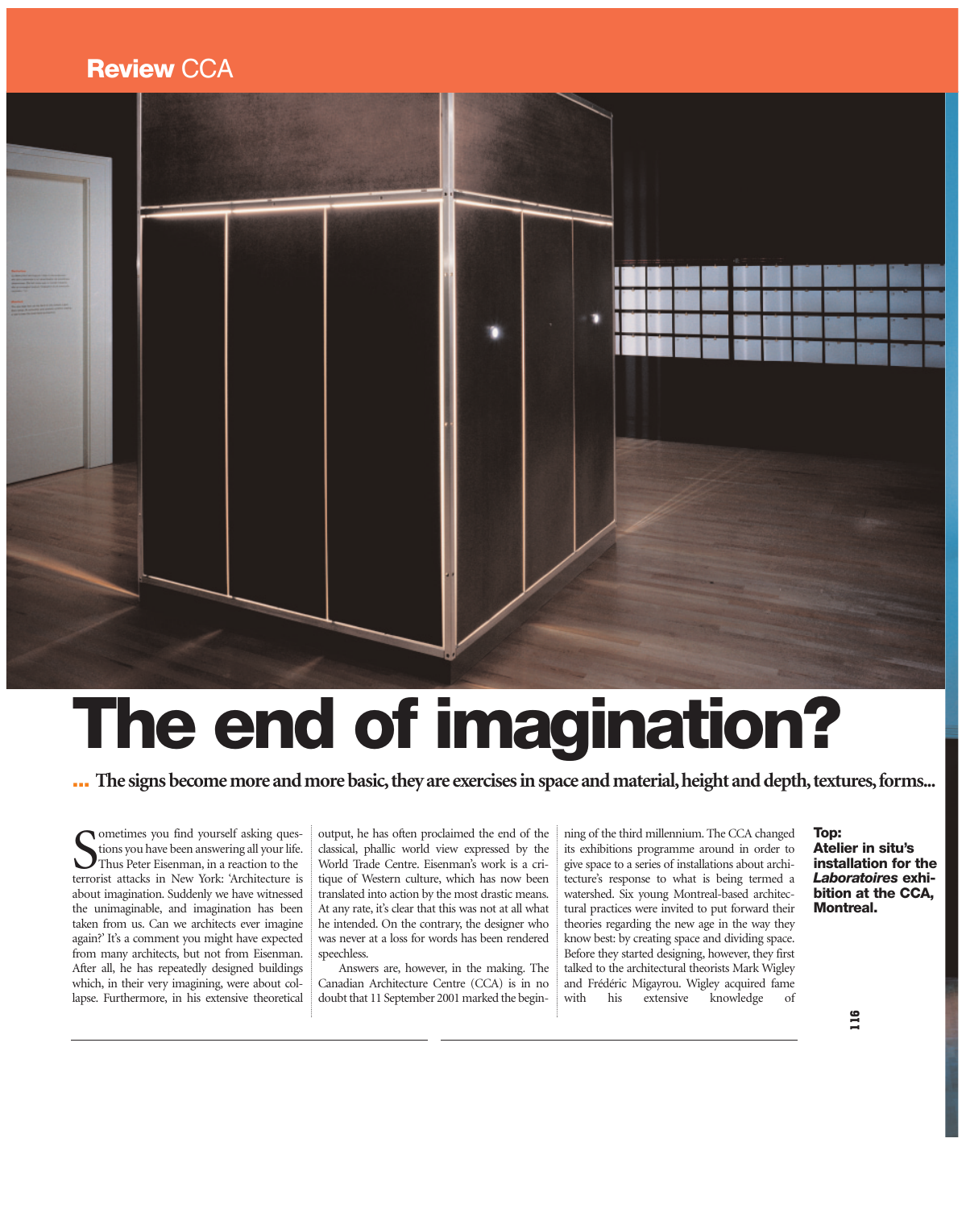Review CCA

# The end of imagination?

**... The signs become more and more basic, they are exercises in space and material, height and depth, textures, forms...**

Sometimes you find yourself asking questions you have been answering all your life. Thus Peter Eisenman, in a reaction to the terrorist attacks in New York: 'Architecture is about imagination. Suddenly we have witnessed the unimaginable, and imagination has been taken from us. Can we architects ever imagine again?' It's a comment you might have expected from many architects, but not from Eisenman. After all, he has repeatedly designed buildings which, in their very imagining, were about collapse. Furthermore, in his extensive theoretical output, he has often proclaimed the end of the classical, phallic world view expressed by the World Trade Centre. Eisenman's work is a critique of Western culture, which has now been translated into action by the most drastic means. At any rate, it's clear that this was not at all what he intended. On the contrary, the designer who was never at a loss for words has been rendered speechless.

Answers are, however, in the making. The Canadian Architecture Centre (CCA) is in no doubt that 11 September 2001 marked the beginning of the third millennium. The CCA changed its exhibitions programme around in order to give space to a series of installations about architecture's response to what is being termed a watershed. Six young Montreal-based architectural practices were invited to put forward their theories regarding the new age in the way they know best: by creating space and dividing space. Before they started designing, however, they first talked to the architectural theorists Mark Wigley and Frédéric Migayrou. Wigley acquired fame with his extensive knowledge of

**Top: Atelier in situ's installation for the *Laboratoires* exhibition at the CCA, Montreal.**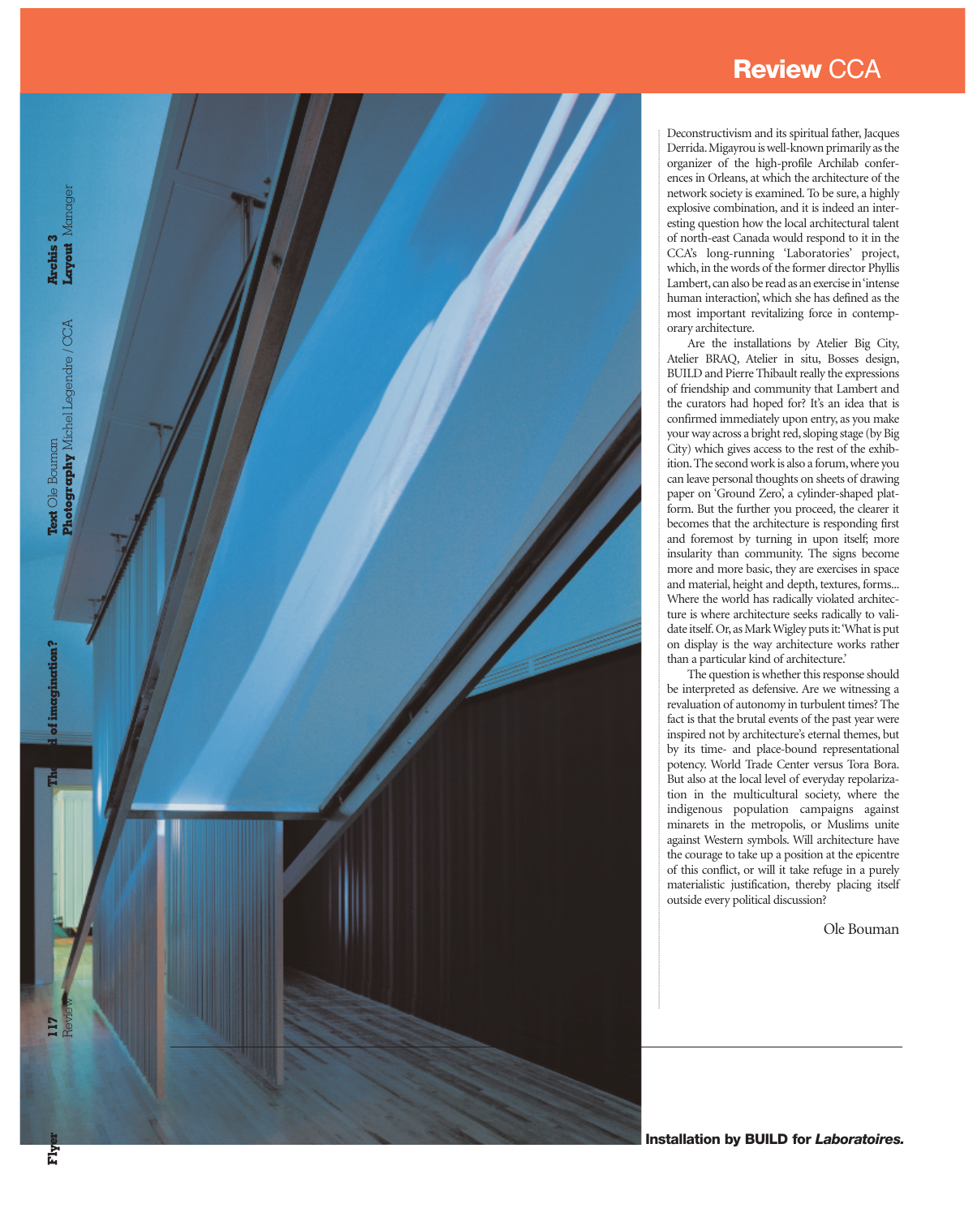Deconstructivism and its spiritual father, Jacques Derrida. Migayrou is well-known primarily as the organizer of the high-profile Archilab conferences in Orleans, at which the architecture of the network society is examined. To be sure, a highly explosive combination, and it is indeed an interesting question how the local architectural talent of north-east Canada would respond to it in the CCA's long-running 'Laboratories' project, which, in the words of the former director Phyllis Lambert, can also be read as an exercise in 'intense human interaction', which she has defined as the most important revitalizing force in contemporary architecture.

Are the installations by Atelier Big City, Atelier BRAQ, Atelier in situ, Bosses design, BUILD and Pierre Thibault really the expressions of friendship and community that Lambert and the curators had hoped for? It's an idea that is confirmed immediately upon entry, as you make your way across a bright red, sloping stage (by Big City) which gives access to the rest of the exhibition. The second work is also a forum, where you can leave personal thoughts on sheets of drawing paper on 'Ground Zero', a cylinder-shaped platform. But the further you proceed, the clearer it becomes that the architecture is responding first and foremost by turning in upon itself; more insularity than community. The signs become more and more basic, they are exercises in space and material, height and depth, textures, forms... Where the world has radically violated architecture is where architecture seeks radically to validate itself. Or, as Mark Wigley puts it: 'What is put on display is the way architecture works rather than a particular kind of architecture.'

The question is whether this response should be interpreted as defensive. Are we witnessing a revaluation of autonomy in turbulent times? The fact is that the brutal events of the past year were inspired not by architecture's eternal themes, but by its time- and place-bound representational potency. World Trade Center versus Tora Bora. But also at the local level of everyday repolarization in the multicultural society, where the indigenous population campaigns against minarets in the metropolis, or Muslims unite against Western symbols. Will architecture have the courage to take up a position at the epicentre of this conflict, or will it take refuge in a purely materialistic justification, thereby placing itself outside every political discussion?

Ole Bouman

**Installation by BUILD for *Laboratoires.***